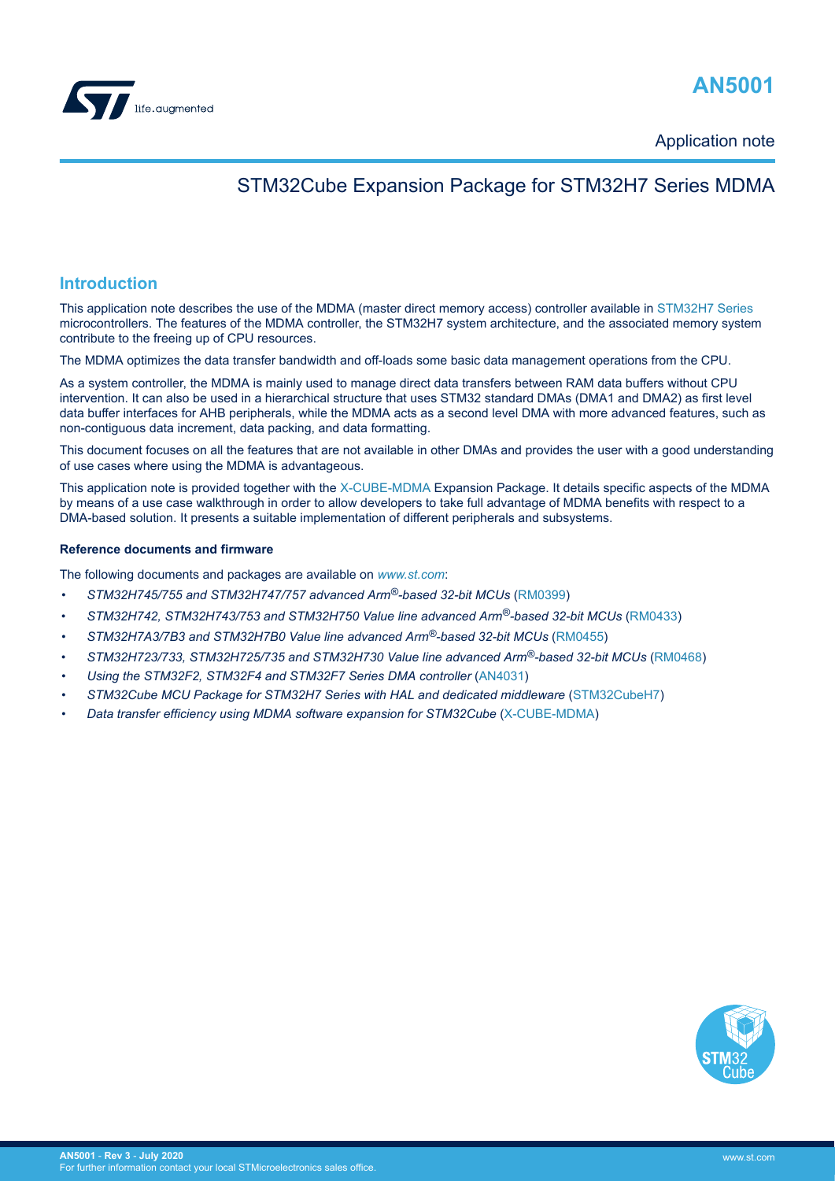# AN5001

Application note

## STM32Cube Expansion Package for STM32H7 Series MDMA

## Introduction

This application note describes the use of the MDMA (master direct memory access) controller available in STM32H7 Series microcontrollers. The features of the MDMA controller, the STM32H7 system architecture, and the associated memory system contribute to the freeing up of CPU resources.

The MDMA optimizes the data transfer bandwidth and off-loads some basic data management operations from the CPU.

As a system controller, the MDMA is mainly used to manage direct data transfers between RAM data buffers without CPU intervention. It can also be used in a hierarchical structure that uses STM32 standard DMAs (DMA1 and DMA2) as first level data buffer interfaces for AHB peripherals, while the MDMA acts as a second level DMA with more advanced features, such as non-contiguous data increment, data packing, and data formatting.

This document focuses on all the features that are not available in other DMAs and provides the user with a good understanding of use cases where using the MDMA is advantageous.

This application note is provided together with the X-CUBE-MDMA Expansion Package. It details specific aspects of the MDMA by means of a use case walkthrough in order to allow developers to take full advantage of MDMA benefits with respect to a DMA-based solution. It presents a suitable implementation of different peripherals and subsystems.

#### Reference documents and firmware

The following documents and packages are available on *www.st.com*:

- *STM32H745/755 and STM32H747/757 advanced Arm®-based 32-bit MCUs* (RM0399)
- *STM32H742, STM32H743/753 and STM32H750 Value line advanced Arm®-based 32-bit MCUs* (RM0433)
- *STM32H7A3/7B3 and STM32H7B0 Value line advanced Arm®-based 32-bit MCUs* (RM0455)
- *STM32H723/733, STM32H725/735 and STM32H730 Value line advanced Arm®-based 32-bit MCUs* (RM0468)
- *Using the STM32F2, STM32F4 and STM32F7 Series DMA controller* (AN4031)
- *STM32Cube MCU Package for STM32H7 Series with HAL and dedicated middleware* (STM32CubeH7)
- *Data transfer efficiency using MDMA software expansion for STM32Cube* (X-CUBE-MDMA)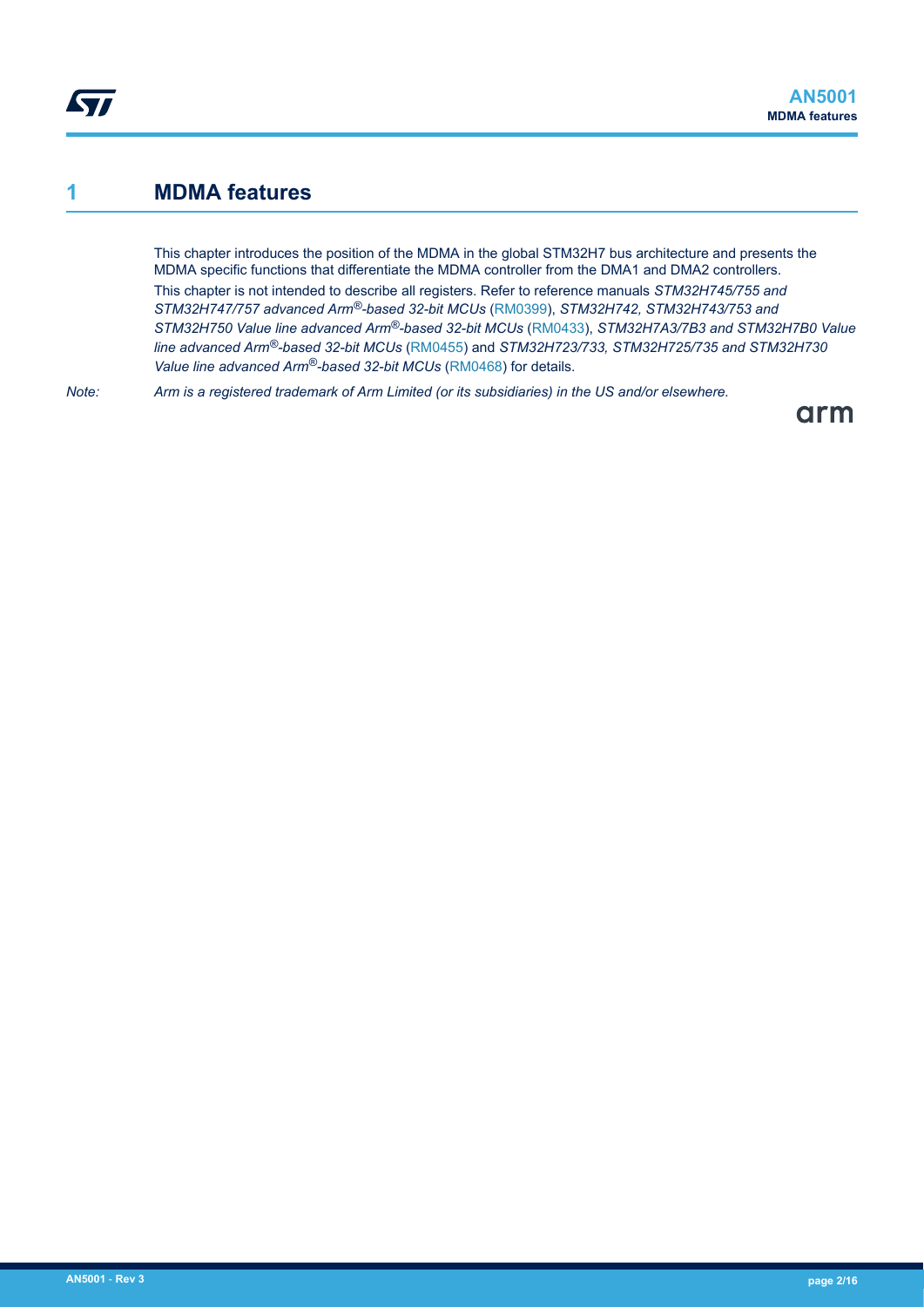# 1 MDMA features

This chapter introduces the position of the MDMA in the global STM32H7 bus architecture and presents the MDMA specific functions that differentiate the MDMA controller from the DMA1 and DMA2 controllers.

This chapter is not intended to describe all registers. Refer to reference manuals *STM32H745/755 and STM32H747/757 advanced Arm®-based 32-bit MCUs* (RM0399), *STM32H742, STM32H743/753 and STM32H750 Value line advanced Arm®-based 32-bit MCUs* (RM0433), *STM32H7A3/7B3 and STM32H7B0 Value line advanced Arm®-based 32-bit MCUs* (RM0455) and *STM32H723/733, STM32H725/735 and STM32H730 Value line advanced Arm®-based 32-bit MCUs* (RM0468) for details.

*Note: Arm is a registered trademark of Arm Limited (or its subsidiaries) in the US and/or elsewhere.*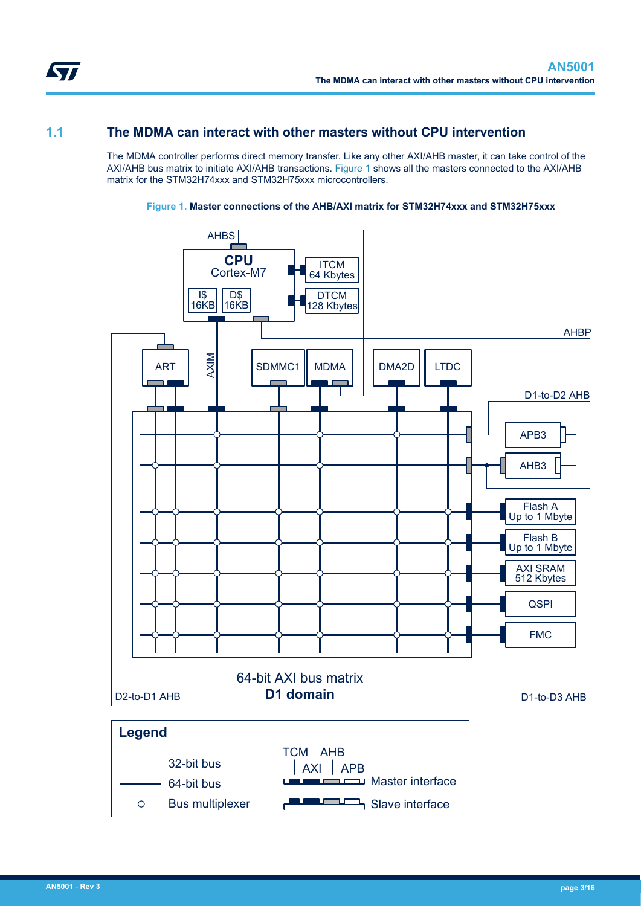## 1.1 The MDMA can interact with other masters without CPU intervention

The MDMA controller performs direct memory transfer. Like any other AXI/AHB master, it can take control of the AXI/AHB bus matrix to initiate AXI/AHB transactions. Figure 1 shows all the masters connected to the AXI/AHB matrix for the STM32H74xxx and STM32H75xxx microcontrollers.

**Figure 1. Master connections of the AHB/AXI matrix for STM32H74xxx and STM32H75xxx**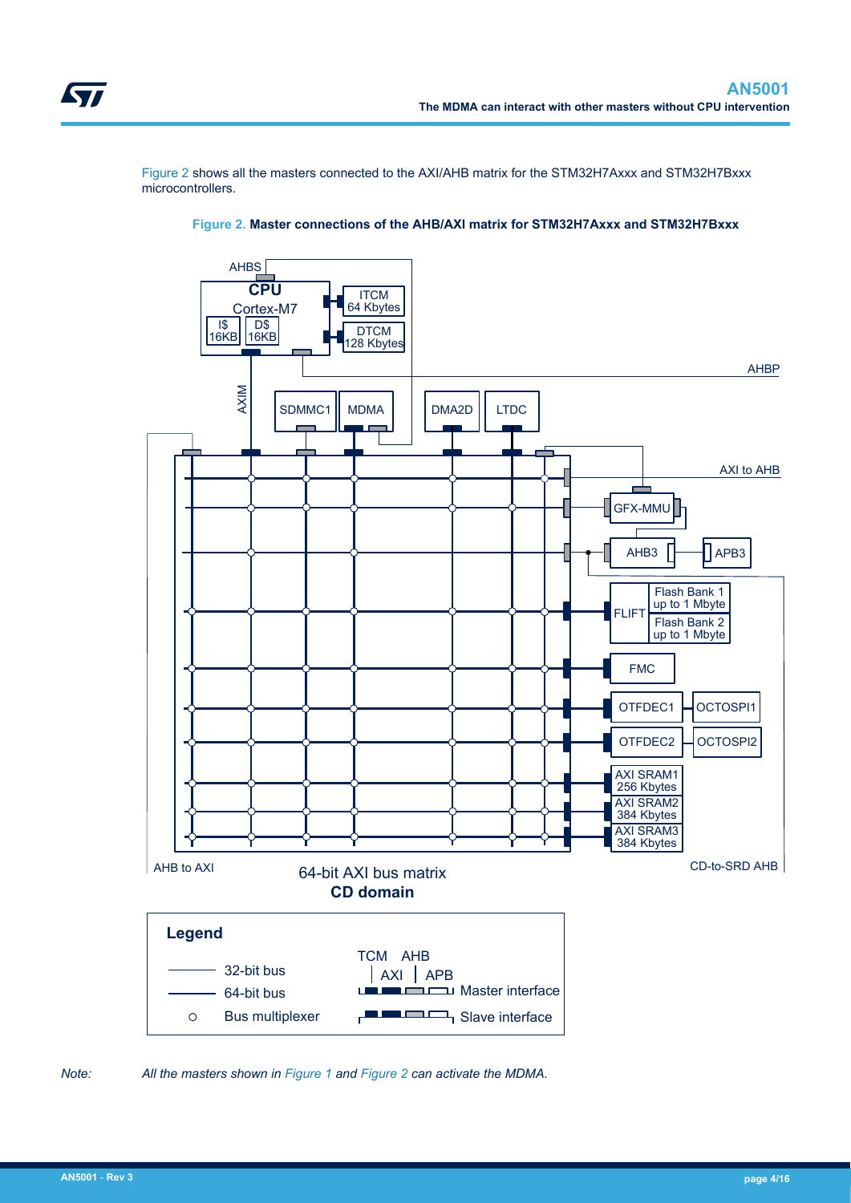Figure 2 shows all the masters connected to the AXI/AHB matrix for the STM32H7Axxx and STM32H7Bxxx microcontrollers.

**Figure 2. Master connections of the AHB/AXI matrix for STM32H7Axxx and STM32H7Bxxx**

*Note: All the masters shown in Figure 1 and Figure 2 can activate the MDMA.*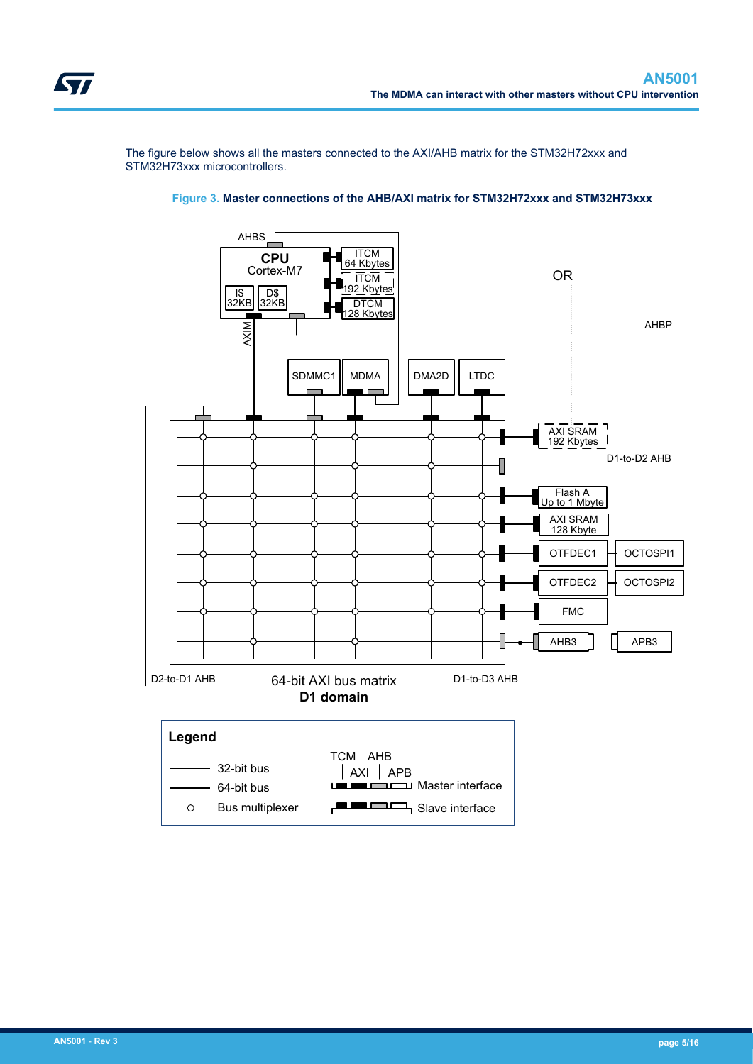The figure below shows all the masters connected to the AXI/AHB matrix for the STM32H72xxx and STM32H73xxx microcontrollers.

**Figure 3.** **Master connections of the AHB/AXI matrix for STM32H72xxx and STM32H73xxx**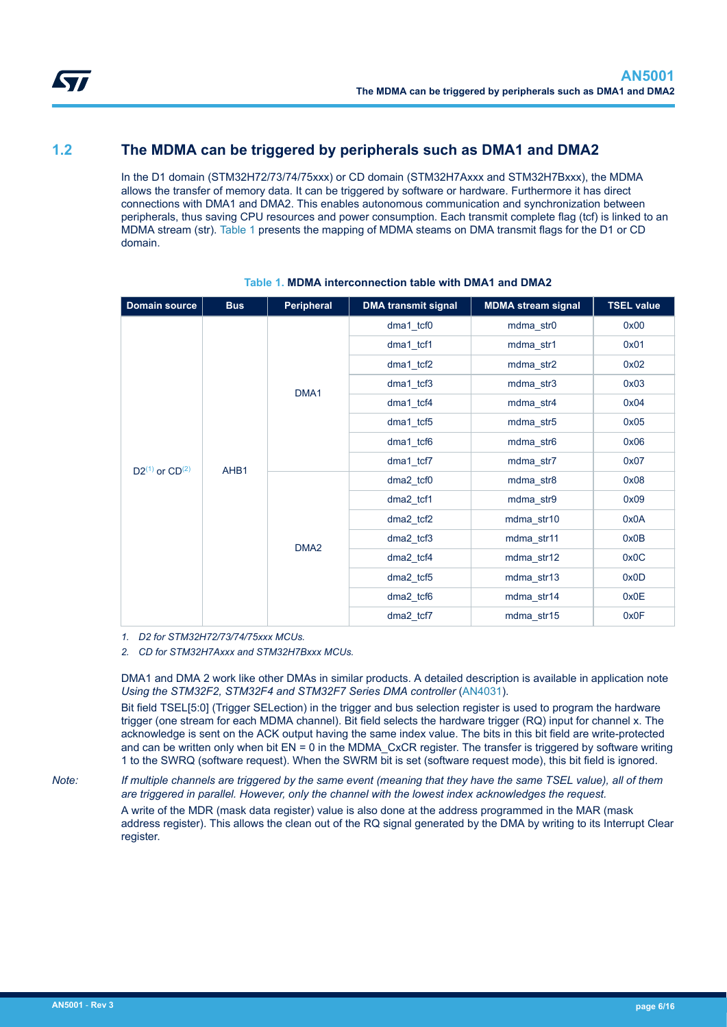## 1.2 The MDMA can be triggered by peripherals such as DMA1 and DMA2

In the D1 domain (STM32H72/73/74/75xxx) or CD domain (STM32H7Axxx and STM32H7Bxxx), the MDMA allows the transfer of memory data. It can be triggered by software or hardware. Furthermore it has direct connections with DMA1 and DMA2. This enables autonomous communication and synchronization between peripherals, thus saving CPU resources and power consumption. Each transmit complete flag (tcf) is linked to an MDMA stream (str). Table 1 presents the mapping of MDMA steams on DMA transmit flags for the D1 or CD domain.

**Table 1. MDMA interconnection table with DMA1 and DMA2**

| Domain source | Bus | Peripheral | DMA transmit signal | MDMA stream signal | TSEL value |
|---|---|---|---|---|---|
| D2[(1)] or CD[(2)] | AHB1 | DMA1 | dma1_tcf0 | mdma_str0 | 0x00 |
| | | | dma1_tcf1 | mdma_str1 | 0x01 |
| | | | dma1_tcf2 | mdma_str2 | 0x02 |
| | | | dma1_tcf3 | mdma_str3 | 0x03 |
| | | | dma1_tcf4 | mdma_str4 | 0x04 |
| | | | dma1_tcf5 | mdma_str5 | 0x05 |
| | | | dma1_tcf6 | mdma_str6 | 0x06 |
| | | | dma1_tcf7 | mdma_str7 | 0x07 |
| | | DMA2 | dma2_tcf0 | mdma_str8 | 0x08 |
| | | | dma2_tcf1 | mdma_str9 | 0x09 |
| | | | dma2_tcf2 | mdma_str10 | 0x0A |
| | | | dma2_tcf3 | mdma_str11 | 0x0B |
| | | | dma2_tcf4 | mdma_str12 | 0x0C |
| | | | dma2_tcf5 | mdma_str13 | 0x0D |
| | | | dma2_tcf6 | mdma_str14 | 0x0E |
| | | | dma2_tcf7 | mdma_str15 | 0x0F |

1. *D2 for STM32H72/73/74/75xxx MCUs.*
2. *CD for STM32H7Axxx and STM32H7Bxxx MCUs.*

DMA1 and DMA 2 work like other DMAs in similar products. A detailed description is available in application note *Using the STM32F2, STM32F4 and STM32F7 Series DMA controller* (AN4031).

Bit field TSEL[5:0] (Trigger SELection) in the trigger and bus selection register is used to program the hardware trigger (one stream for each MDMA channel). Bit field selects the hardware trigger (RQ) input for channel x. The acknowledge is sent on the ACK output having the same index value. The bits in this bit field are write-protected and can be written only when bit EN = 0 in the MDMA_CxCR register. The transfer is triggered by software writing 1 to the SWRQ (software request). When the SWRM bit is set (software request mode), this bit field is ignored.

*Note:* *If multiple channels are triggered by the same event (meaning that they have the same TSEL value), all of them are triggered in parallel. However, only the channel with the lowest index acknowledges the request.*

A write of the MDR (mask data register) value is also done at the address programmed in the MAR (mask address register). This allows the clean out of the RQ signal generated by the DMA by writing to its Interrupt Clear register.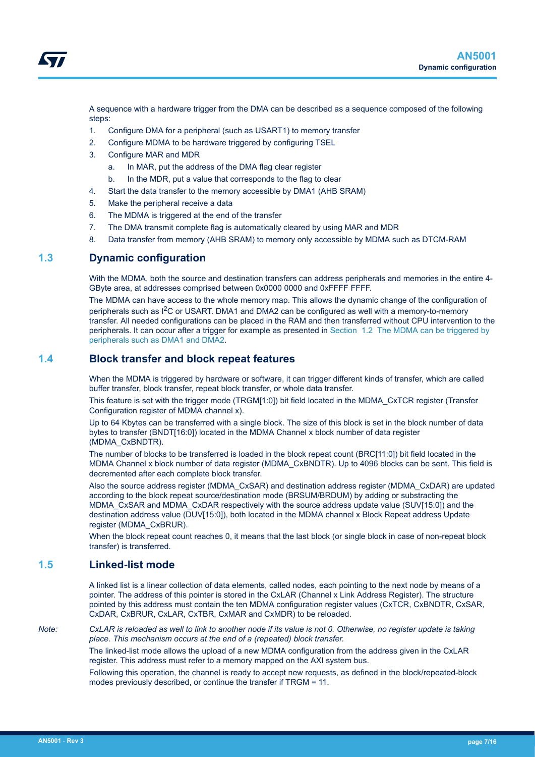A sequence with a hardware trigger from the DMA can be described as a sequence composed of the following steps:

1. Configure DMA for a peripheral (such as USART1) to memory transfer
2. Configure MDMA to be hardware triggered by configuring TSEL
3. Configure MAR and MDR
   a. In MAR, put the address of the DMA flag clear register
   b. In the MDR, put a value that corresponds to the flag to clear
4. Start the data transfer to the memory accessible by DMA1 (AHB SRAM)
5. Make the peripheral receive a data
6. The MDMA is triggered at the end of the transfer
7. The DMA transmit complete flag is automatically cleared by using MAR and MDR
8. Data transfer from memory (AHB SRAM) to memory only accessible by MDMA such as DTCM-RAM

## 1.3 Dynamic configuration

With the MDMA, both the source and destination transfers can address peripherals and memories in the entire 4-GByte area, at addresses comprised between 0x0000 0000 and 0xFFFF FFFF.

The MDMA can have access to the whole memory map. This allows the dynamic change of the configuration of peripherals such as I$^2$C or USART. DMA1 and DMA2 can be configured as well with a memory-to-memory transfer. All needed configurations can be placed in the RAM and then transferred without CPU intervention to the peripherals. It can occur after a trigger for example as presented in Section 1.2 The MDMA can be triggered by peripherals such as DMA1 and DMA2.

## 1.4 Block transfer and block repeat features

When the MDMA is triggered by hardware or software, it can trigger different kinds of transfer, which are called buffer transfer, block transfer, repeat block transfer, or whole data transfer.

This feature is set with the trigger mode (TRGM[1:0]) bit field located in the MDMA_CxTCR register (Transfer Configuration register of MDMA channel x).

Up to 64 Kbytes can be transferred with a single block. The size of this block is set in the block number of data bytes to transfer (BNDT[16:0]) located in the MDMA Channel x block number of data register (MDMA_CxBNDTR).

The number of blocks to be transferred is loaded in the block repeat count (BRC[11:0]) bit field located in the MDMA Channel x block number of data register (MDMA_CxBNDTR). Up to 4096 blocks can be sent. This field is decremented after each complete block transfer.

Also the source address register (MDMA_CxSAR) and destination address register (MDMA_CxDAR) are updated according to the block repeat source/destination mode (BRSUM/BRDUM) by adding or substracting the MDMA_CxSAR and MDMA_CxDAR respectively with the source address update value (SUV[15:0]) and the destination address value (DUV[15:0]), both located in the MDMA channel x Block Repeat address Update register (MDMA_CxBRUR).

When the block repeat count reaches 0, it means that the last block (or single block in case of non-repeat block transfer) is transferred.

## 1.5 Linked-list mode

A linked list is a linear collection of data elements, called nodes, each pointing to the next node by means of a pointer. The address of this pointer is stored in the CxLAR (Channel x Link Address Register). The structure pointed by this address must contain the ten MDMA configuration register values (CxTCR, CxBNDTR, CxSAR, CxDAR, CxBRUR, CxLAR, CxTBR, CxMAR and CxMDR) to be reloaded.

*Note: CxLAR is reloaded as well to link to another node if its value is not 0. Otherwise, no register update is taking place. This mechanism occurs at the end of a (repeated) block transfer.*

The linked-list mode allows the upload of a new MDMA configuration from the address given in the CxLAR register. This address must refer to a memory mapped on the AXI system bus.

Following this operation, the channel is ready to accept new requests, as defined in the block/repeated-block modes previously described, or continue the transfer if TRGM = 11.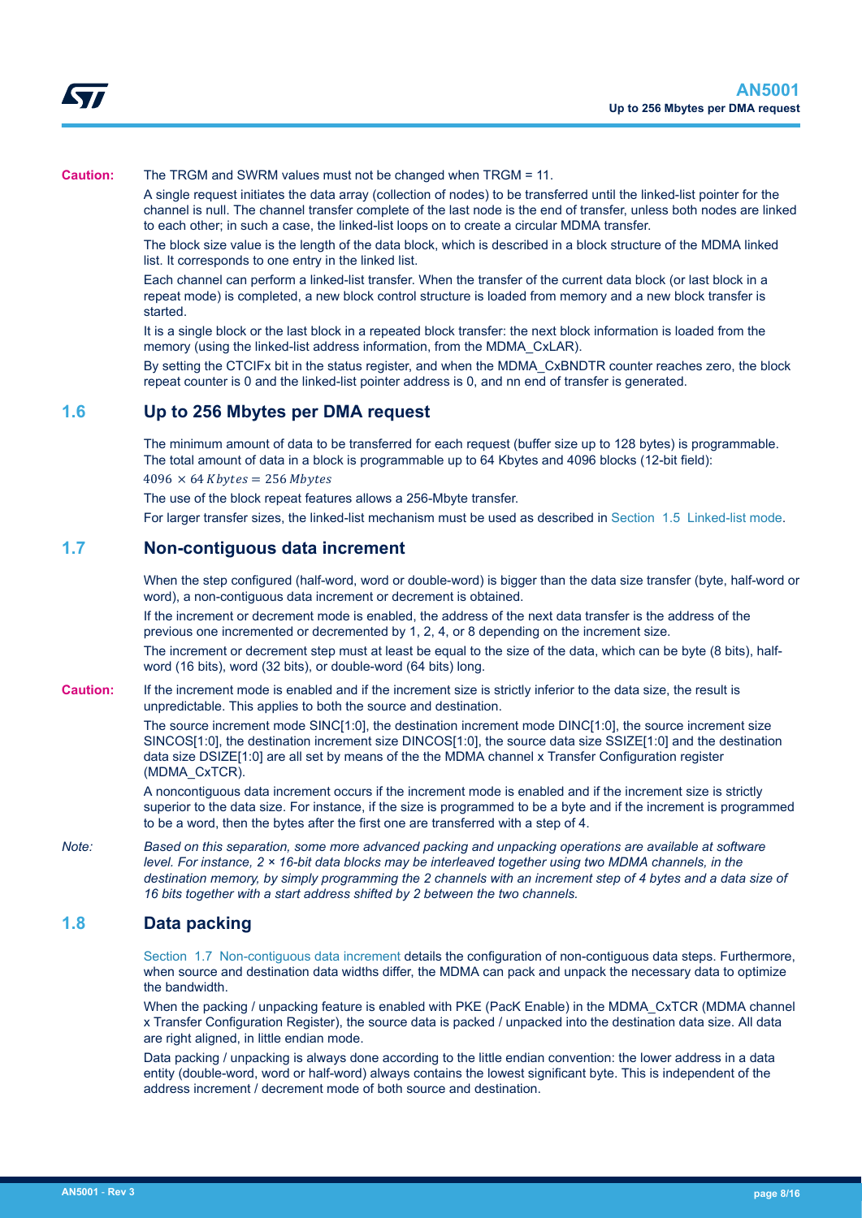**Caution:** The TRGM and SWRM values must not be changed when TRGM = 11.

A single request initiates the data array (collection of nodes) to be transferred until the linked-list pointer for the channel is null. The channel transfer complete of the last node is the end of transfer, unless both nodes are linked to each other; in such a case, the linked-list loops on to create a circular MDMA transfer.

The block size value is the length of the data block, which is described in a block structure of the MDMA linked list. It corresponds to one entry in the linked list.

Each channel can perform a linked-list transfer. When the transfer of the current data block (or last block in a repeat mode) is completed, a new block control structure is loaded from memory and a new block transfer is started.

It is a single block or the last block in a repeated block transfer: the next block information is loaded from the memory (using the linked-list address information, from the MDMA_CxLAR).

By setting the CTCIFx bit in the status register, and when the MDMA_CxBNDTR counter reaches zero, the block repeat counter is 0 and the linked-list pointer address is 0, and nn end of transfer is generated.

## 1.6 Up to 256 Mbytes per DMA request

The minimum amount of data to be transferred for each request (buffer size up to 128 bytes) is programmable. The total amount of data in a block is programmable up to 64 Kbytes and 4096 blocks (12-bit field):

$4096 \times 64\,Kbytes = 256\,Mbytes$

The use of the block repeat features allows a 256-Mbyte transfer.

For larger transfer sizes, the linked-list mechanism must be used as described in Section 1.5 Linked-list mode.

## 1.7 Non-contiguous data increment

When the step configured (half-word, word or double-word) is bigger than the data size transfer (byte, half-word or word), a non-contiguous data increment or decrement is obtained.

If the increment or decrement mode is enabled, the address of the next data transfer is the address of the previous one incremented or decremented by 1, 2, 4, or 8 depending on the increment size.

The increment or decrement step must at least be equal to the size of the data, which can be byte (8 bits), half-word (16 bits), word (32 bits), or double-word (64 bits) long.

**Caution:** If the increment mode is enabled and if the increment size is strictly inferior to the data size, the result is unpredictable. This applies to both the source and destination.

The source increment mode SINC[1:0], the destination increment mode DINC[1:0], the source increment size SINCOS[1:0], the destination increment size DINCOS[1:0], the source data size SSIZE[1:0] and the destination data size DSIZE[1:0] are all set by means of the the MDMA channel x Transfer Configuration register (MDMA_CxTCR).

A noncontiguous data increment occurs if the increment mode is enabled and if the increment size is strictly superior to the data size. For instance, if the size is programmed to be a byte and if the increment is programmed to be a word, then the bytes after the first one are transferred with a step of 4.

*Note:* *Based on this separation, some more advanced packing and unpacking operations are available at software level. For instance, 2 × 16-bit data blocks may be interleaved together using two MDMA channels, in the destination memory, by simply programming the 2 channels with an increment step of 4 bytes and a data size of 16 bits together with a start address shifted by 2 between the two channels.*

## 1.8 Data packing

Section 1.7 Non-contiguous data increment details the configuration of non-contiguous data steps. Furthermore, when source and destination data widths differ, the MDMA can pack and unpack the necessary data to optimize the bandwidth.

When the packing / unpacking feature is enabled with PKE (PacK Enable) in the MDMA_CxTCR (MDMA channel x Transfer Configuration Register), the source data is packed / unpacked into the destination data size. All data are right aligned, in little endian mode.

Data packing / unpacking is always done according to the little endian convention: the lower address in a data entity (double-word, word or half-word) always contains the lowest significant byte. This is independent of the address increment / decrement mode of both source and destination.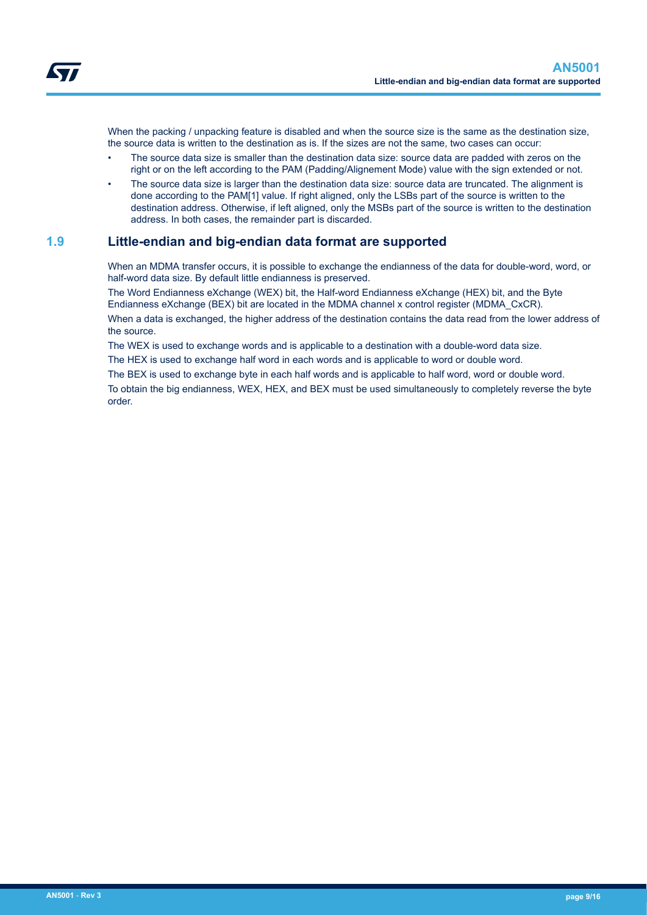When the packing / unpacking feature is disabled and when the source size is the same as the destination size, the source data is written to the destination as is. If the sizes are not the same, two cases can occur:

- The source data size is smaller than the destination data size: source data are padded with zeros on the right or on the left according to the PAM (Padding/Alignement Mode) value with the sign extended or not.
- The source data size is larger than the destination data size: source data are truncated. The alignment is done according to the PAM[1] value. If right aligned, only the LSBs part of the source is written to the destination address. Otherwise, if left aligned, only the MSBs part of the source is written to the destination address. In both cases, the remainder part is discarded.

## 1.9 Little-endian and big-endian data format are supported

When an MDMA transfer occurs, it is possible to exchange the endianness of the data for double-word, word, or half-word data size. By default little endianness is preserved.

The Word Endianness eXchange (WEX) bit, the Half-word Endianness eXchange (HEX) bit, and the Byte Endianness eXchange (BEX) bit are located in the MDMA channel x control register (MDMA_CxCR).

When a data is exchanged, the higher address of the destination contains the data read from the lower address of the source.

The WEX is used to exchange words and is applicable to a destination with a double-word data size.

The HEX is used to exchange half word in each words and is applicable to word or double word.

The BEX is used to exchange byte in each half words and is applicable to half word, word or double word.

To obtain the big endianness, WEX, HEX, and BEX must be used simultaneously to completely reverse the byte order.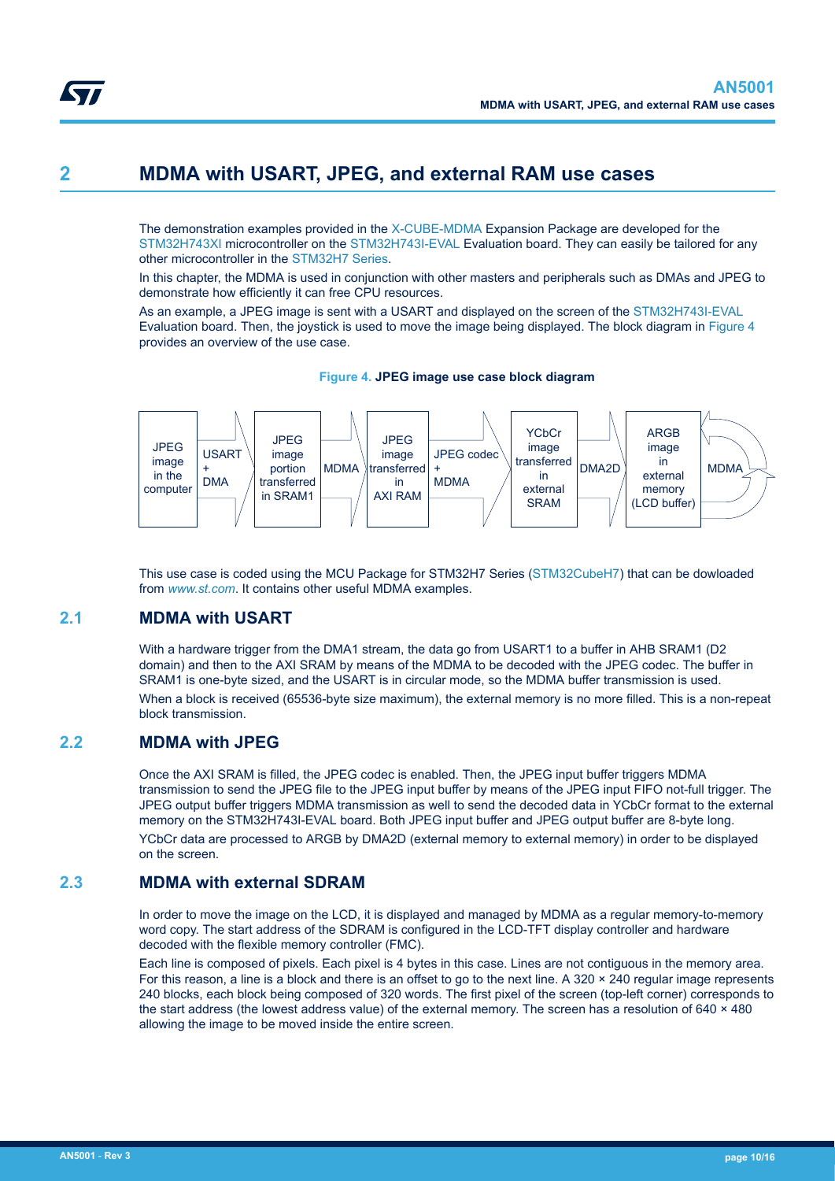# 2 MDMA with USART, JPEG, and external RAM use cases

The demonstration examples provided in the X-CUBE-MDMA Expansion Package are developed for the STM32H743XI microcontroller on the STM32H743I-EVAL Evaluation board. They can easily be tailored for any other microcontroller in the STM32H7 Series.

In this chapter, the MDMA is used in conjunction with other masters and peripherals such as DMAs and JPEG to demonstrate how efficiently it can free CPU resources.

As an example, a JPEG image is sent with a USART and displayed on the screen of the STM32H743I-EVAL Evaluation board. Then, the joystick is used to move the image being displayed. The block diagram in Figure 4 provides an overview of the use case.

**Figure 4. JPEG image use case block diagram**

This use case is coded using the MCU Package for STM32H7 Series (STM32CubeH7) that can be dowloaded from *www.st.com*. It contains other useful MDMA examples.

## 2.1 MDMA with USART

With a hardware trigger from the DMA1 stream, the data go from USART1 to a buffer in AHB SRAM1 (D2 domain) and then to the AXI SRAM by means of the MDMA to be decoded with the JPEG codec. The buffer in SRAM1 is one-byte sized, and the USART is in circular mode, so the MDMA buffer transmission is used.

When a block is received (65536-byte size maximum), the external memory is no more filled. This is a non-repeat block transmission.

## 2.2 MDMA with JPEG

Once the AXI SRAM is filled, the JPEG codec is enabled. Then, the JPEG input buffer triggers MDMA transmission to send the JPEG file to the JPEG input buffer by means of the JPEG input FIFO not-full trigger. The JPEG output buffer triggers MDMA transmission as well to send the decoded data in YCbCr format to the external memory on the STM32H743I-EVAL board. Both JPEG input buffer and JPEG output buffer are 8-byte long.

YCbCr data are processed to ARGB by DMA2D (external memory to external memory) in order to be displayed on the screen.

## 2.3 MDMA with external SDRAM

In order to move the image on the LCD, it is displayed and managed by MDMA as a regular memory-to-memory word copy. The start address of the SDRAM is configured in the LCD-TFT display controller and hardware decoded with the flexible memory controller (FMC).

Each line is composed of pixels. Each pixel is 4 bytes in this case. Lines are not contiguous in the memory area. For this reason, a line is a block and there is an offset to go to the next line. A 320 × 240 regular image represents 240 blocks, each block being composed of 320 words. The first pixel of the screen (top-left corner) corresponds to the start address (the lowest address value) of the external memory. The screen has a resolution of 640 × 480 allowing the image to be moved inside the entire screen.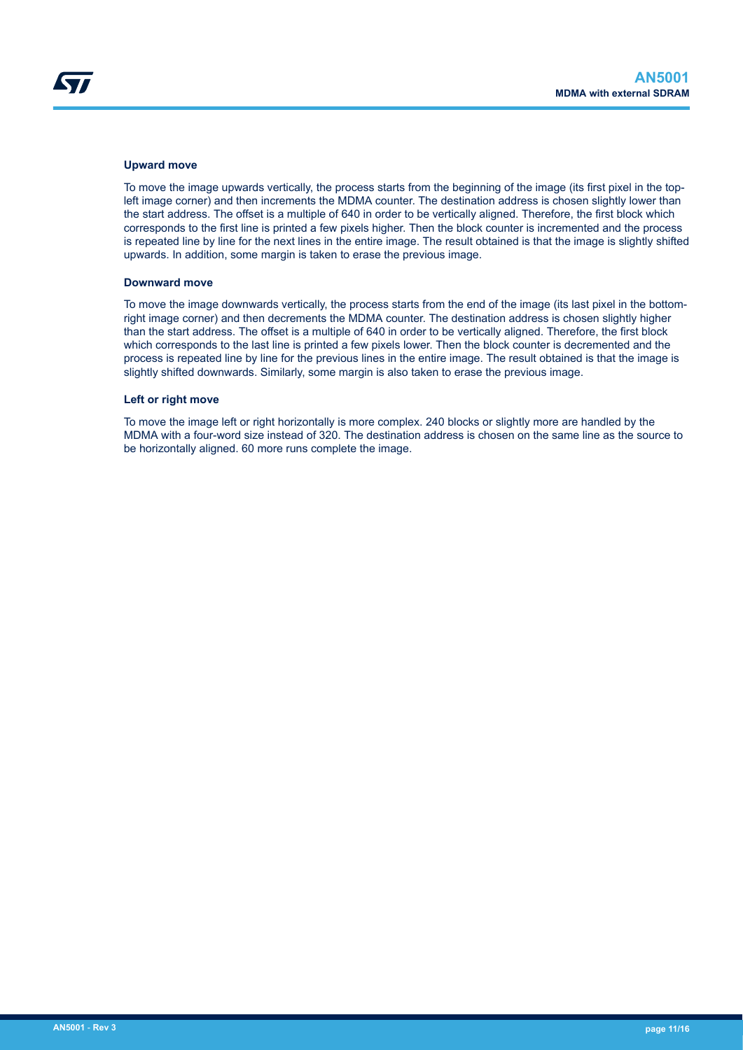#### Upward move

To move the image upwards vertically, the process starts from the beginning of the image (its first pixel in the top-left image corner) and then increments the MDMA counter. The destination address is chosen slightly lower than the start address. The offset is a multiple of 640 in order to be vertically aligned. Therefore, the first block which corresponds to the first line is printed a few pixels higher. Then the block counter is incremented and the process is repeated line by line for the next lines in the entire image. The result obtained is that the image is slightly shifted upwards. In addition, some margin is taken to erase the previous image.

#### Downward move

To move the image downwards vertically, the process starts from the end of the image (its last pixel in the bottom-right image corner) and then decrements the MDMA counter. The destination address is chosen slightly higher than the start address. The offset is a multiple of 640 in order to be vertically aligned. Therefore, the first block which corresponds to the last line is printed a few pixels lower. Then the block counter is decremented and the process is repeated line by line for the previous lines in the entire image. The result obtained is that the image is slightly shifted downwards. Similarly, some margin is also taken to erase the previous image.

#### Left or right move

To move the image left or right horizontally is more complex. 240 blocks or slightly more are handled by the MDMA with a four-word size instead of 320. The destination address is chosen on the same line as the source to be horizontally aligned. 60 more runs complete the image.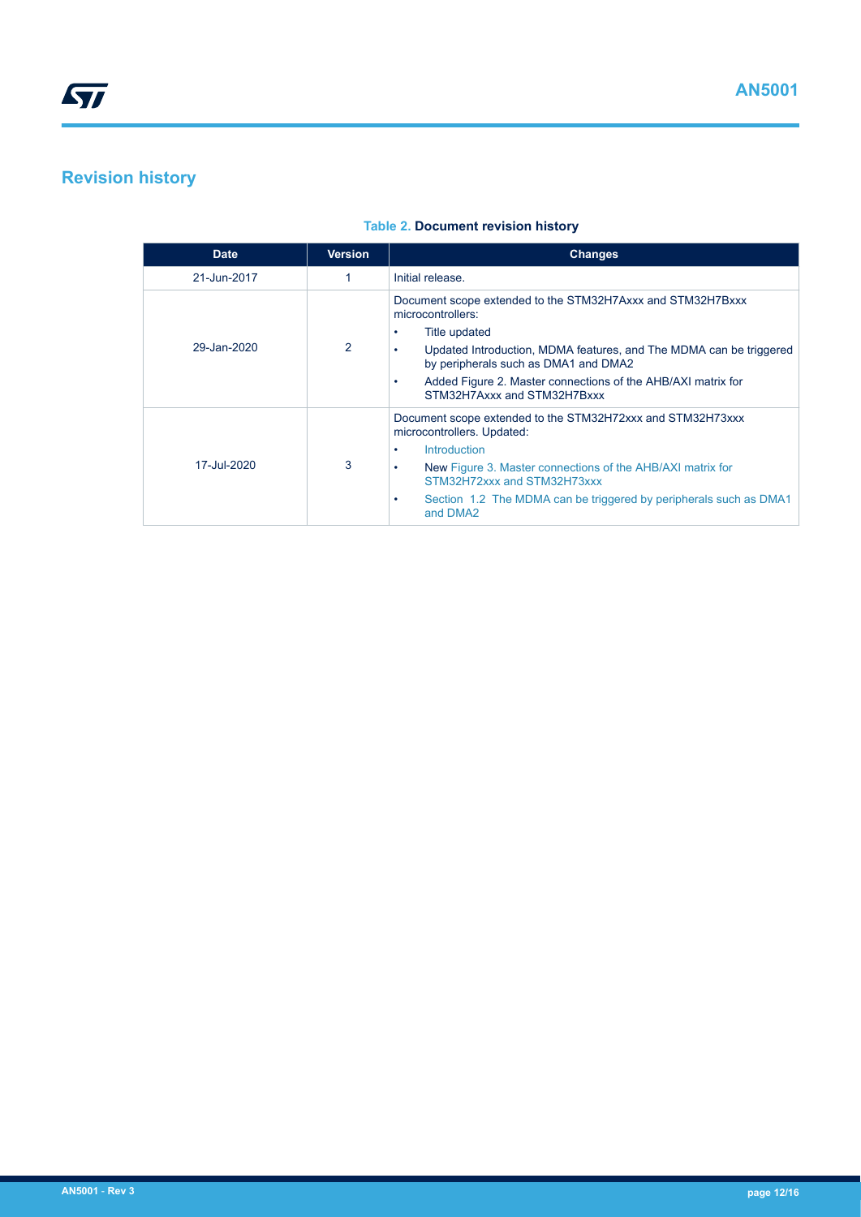# Revision history

**Table 2. Document revision history**

| Date | Version | Changes |
|---|---|---|
| 21-Jun-2017 | 1 | Initial release. |
| 29-Jan-2020 | 2 | Document scope extended to the STM32H7Axxx and STM32H7Bxxx microcontrollers:<br>• Title updated<br>• Updated Introduction, MDMA features, and The MDMA can be triggered by peripherals such as DMA1 and DMA2<br>• Added Figure 2. Master connections of the AHB/AXI matrix for STM32H7Axxx and STM32H7Bxxx |
| 17-Jul-2020 | 3 | Document scope extended to the STM32H72xxx and STM32H73xxx microcontrollers. Updated:<br>• Introduction<br>• New Figure 3. Master connections of the AHB/AXI matrix for STM32H72xxx and STM32H73xxx<br>• Section 1.2 The MDMA can be triggered by peripherals such as DMA1 and DMA2 |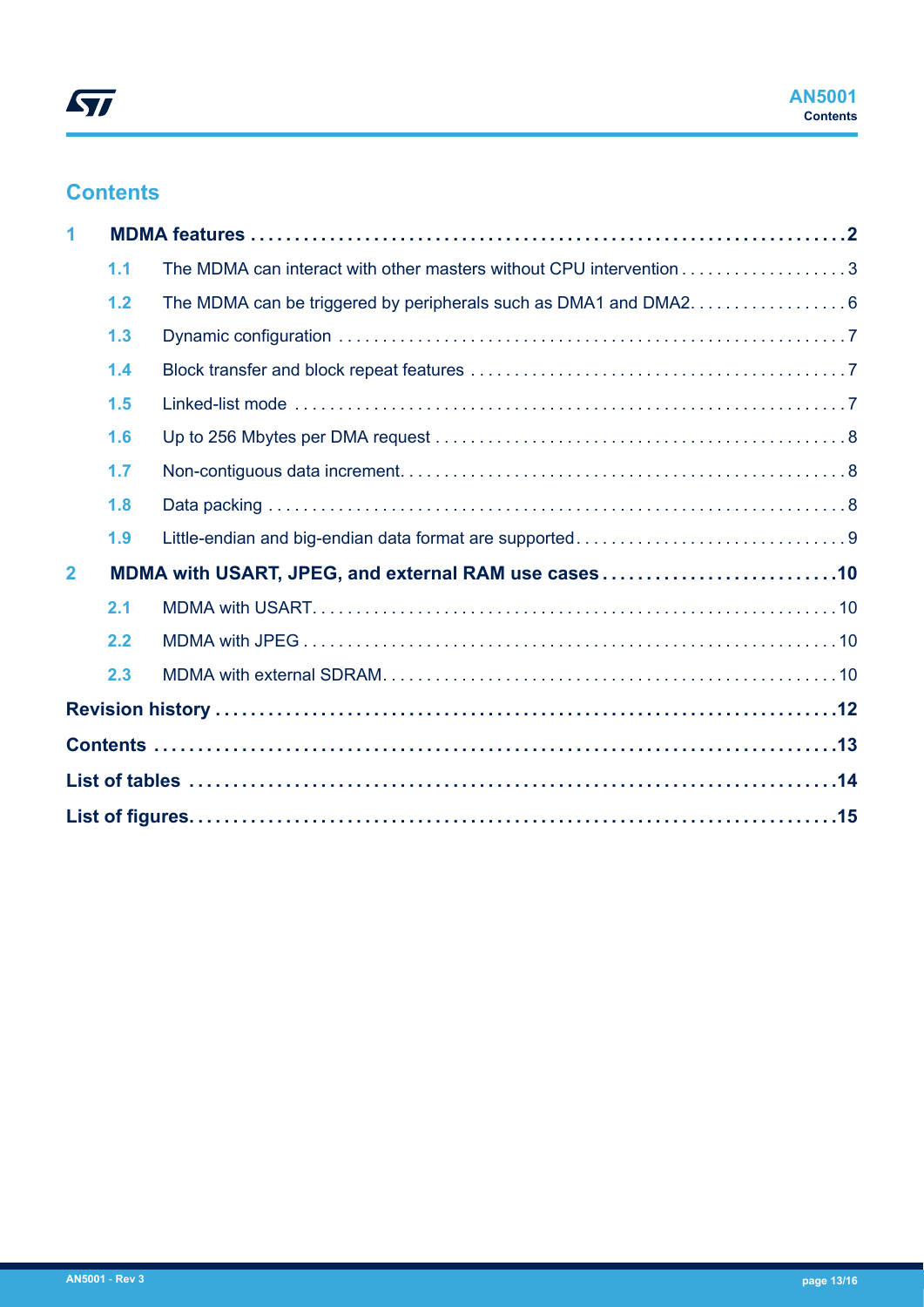# Contents

**1 MDMA features** . . . . . . . . . . . . . . . . . . . . . . . . . . . . . . . . . . . . . . . . . . . . . . . . . . . . . . . . . . . . . . . . . **2**

- 1.1 The MDMA can interact with other masters without CPU intervention . . . . . . . . . . . . . . . . . . 3
- 1.2 The MDMA can be triggered by peripherals such as DMA1 and DMA2. . . . . . . . . . . . . . . . . . 6
- 1.3 Dynamic configuration . . . . . . . . . . . . . . . . . . . . . . . . . . . . . . . . . . . . . . . . . . . . . . . . . . . . . . . 7
- 1.4 Block transfer and block repeat features . . . . . . . . . . . . . . . . . . . . . . . . . . . . . . . . . . . . . . . . 7
- 1.5 Linked-list mode . . . . . . . . . . . . . . . . . . . . . . . . . . . . . . . . . . . . . . . . . . . . . . . . . . . . . . . . . . . . 7
- 1.6 Up to 256 Mbytes per DMA request . . . . . . . . . . . . . . . . . . . . . . . . . . . . . . . . . . . . . . . . . . . . 8
- 1.7 Non-contiguous data increment. . . . . . . . . . . . . . . . . . . . . . . . . . . . . . . . . . . . . . . . . . . . . . . . 8
- 1.8 Data packing . . . . . . . . . . . . . . . . . . . . . . . . . . . . . . . . . . . . . . . . . . . . . . . . . . . . . . . . . . . . . . . 8
- 1.9 Little-endian and big-endian data format are supported. . . . . . . . . . . . . . . . . . . . . . . . . . . . . . 9

**2 MDMA with USART, JPEG, and external RAM use cases** . . . . . . . . . . . . . . . . . . . . . . . . . . **10**

- 2.1 MDMA with USART. . . . . . . . . . . . . . . . . . . . . . . . . . . . . . . . . . . . . . . . . . . . . . . . . . . . . . . . . 10
- 2.2 MDMA with JPEG . . . . . . . . . . . . . . . . . . . . . . . . . . . . . . . . . . . . . . . . . . . . . . . . . . . . . . . . . . 10
- 2.3 MDMA with external SDRAM. . . . . . . . . . . . . . . . . . . . . . . . . . . . . . . . . . . . . . . . . . . . . . . . . . 10

**Revision history** . . . . . . . . . . . . . . . . . . . . . . . . . . . . . . . . . . . . . . . . . . . . . . . . . . . . . . . . . . . . . . . . . **12**

**Contents** . . . . . . . . . . . . . . . . . . . . . . . . . . . . . . . . . . . . . . . . . . . . . . . . . . . . . . . . . . . . . . . . . . . . . . . **13**

**List of tables** . . . . . . . . . . . . . . . . . . . . . . . . . . . . . . . . . . . . . . . . . . . . . . . . . . . . . . . . . . . . . . . . . . . **14**

**List of figures**. . . . . . . . . . . . . . . . . . . . . . . . . . . . . . . . . . . . . . . . . . . . . . . . . . . . . . . . . . . . . . . . . . . **15**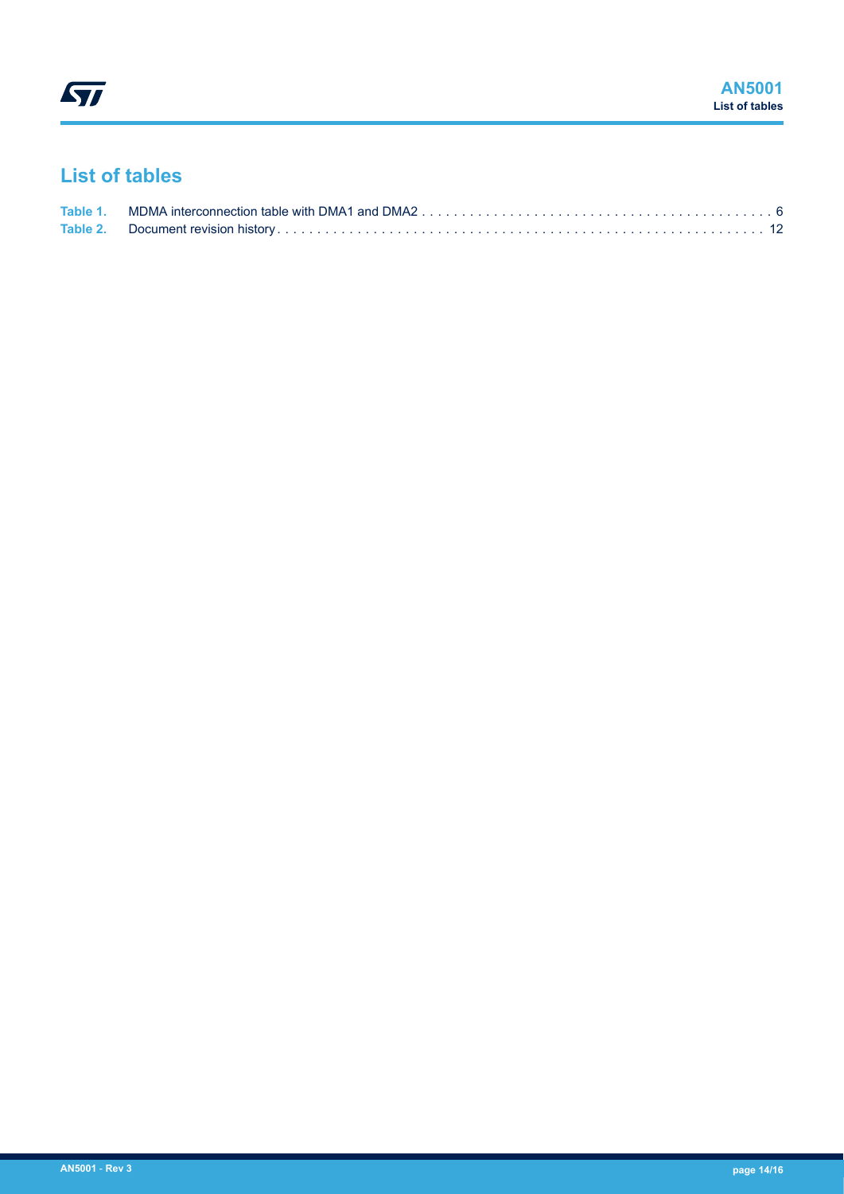## List of tables

Table 1. MDMA interconnection table with DMA1 and DMA2 . . . . . . . . . . . . . . . . . . . . . . . . . . . . . . . . . . . . . . . . . . . . 6
Table 2. Document revision history . . . . . . . . . . . . . . . . . . . . . . . . . . . . . . . . . . . . . . . . . . . . . . . . . . . . . . . . . . . . . 12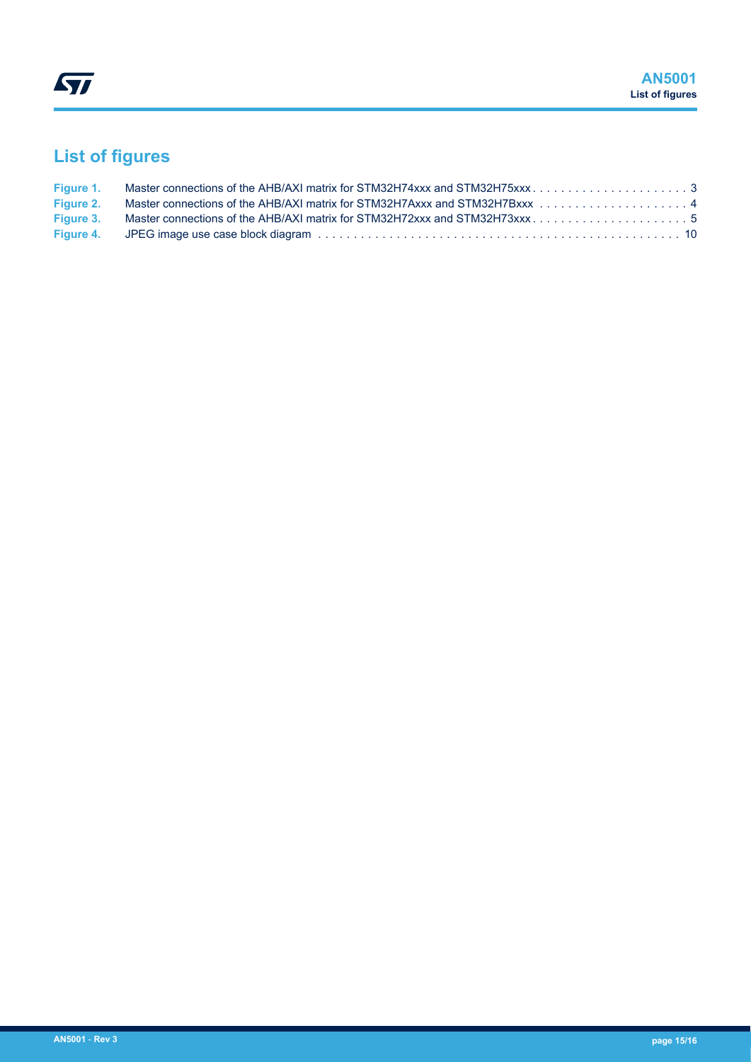## List of figures

| | | |
|---|---|---|
| Figure 1. | Master connections of the AHB/AXI matrix for STM32H74xxx and STM32H75xxx | 3 |
| Figure 2. | Master connections of the AHB/AXI matrix for STM32H7Axxx and STM32H7Bxxx | 4 |
| Figure 3. | Master connections of the AHB/AXI matrix for STM32H72xxx and STM32H73xxx | 5 |
| Figure 4. | JPEG image use case block diagram | 10 |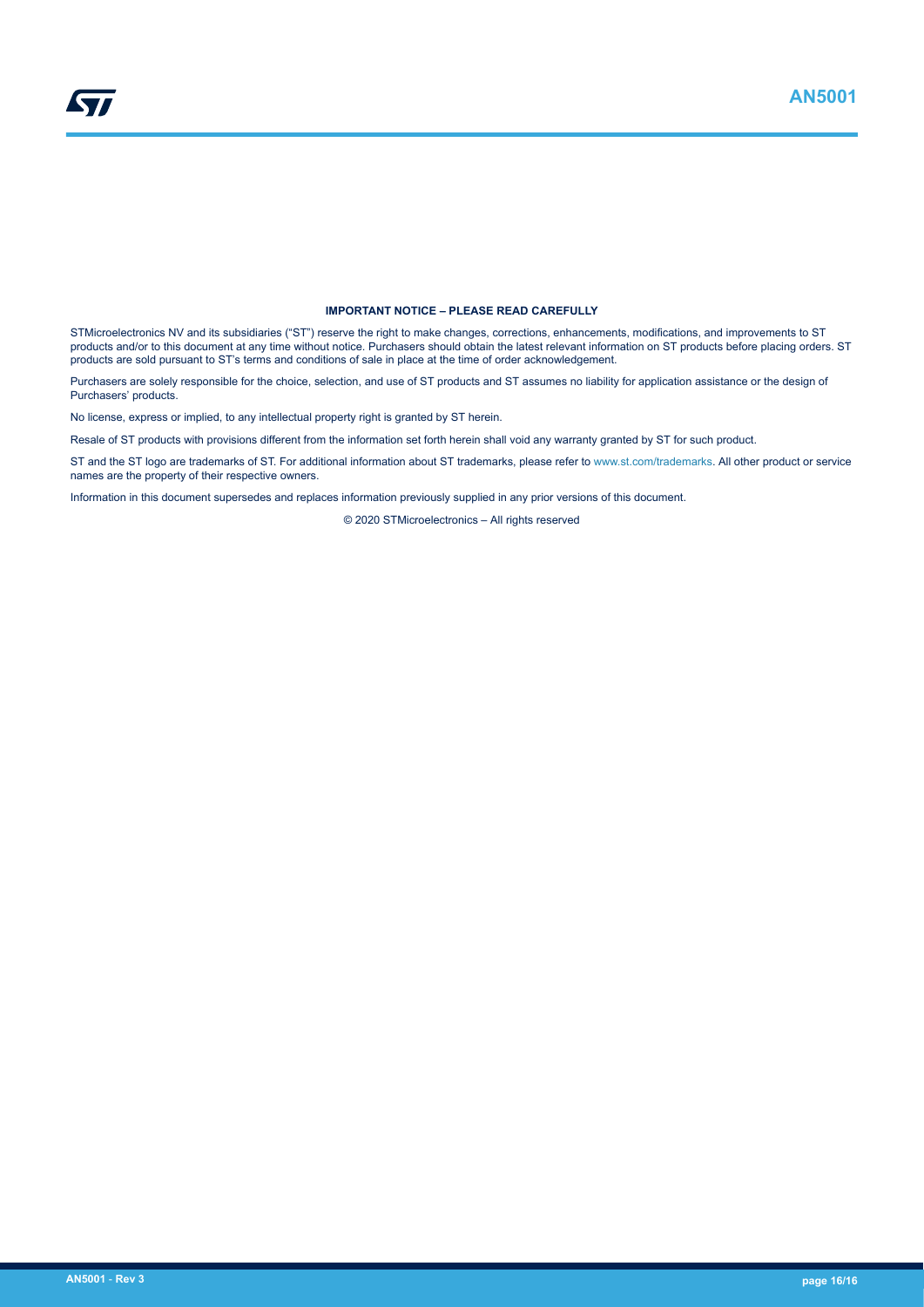**IMPORTANT NOTICE – PLEASE READ CAREFULLY**

STMicroelectronics NV and its subsidiaries (“ST”) reserve the right to make changes, corrections, enhancements, modifications, and improvements to ST products and/or to this document at any time without notice. Purchasers should obtain the latest relevant information on ST products before placing orders. ST products are sold pursuant to ST’s terms and conditions of sale in place at the time of order acknowledgement.

Purchasers are solely responsible for the choice, selection, and use of ST products and ST assumes no liability for application assistance or the design of Purchasers’ products.

No license, express or implied, to any intellectual property right is granted by ST herein.

Resale of ST products with provisions different from the information set forth herein shall void any warranty granted by ST for such product.

ST and the ST logo are trademarks of ST. For additional information about ST trademarks, please refer to www.st.com/trademarks. All other product or service names are the property of their respective owners.

Information in this document supersedes and replaces information previously supplied in any prior versions of this document.

© 2020 STMicroelectronics – All rights reserved